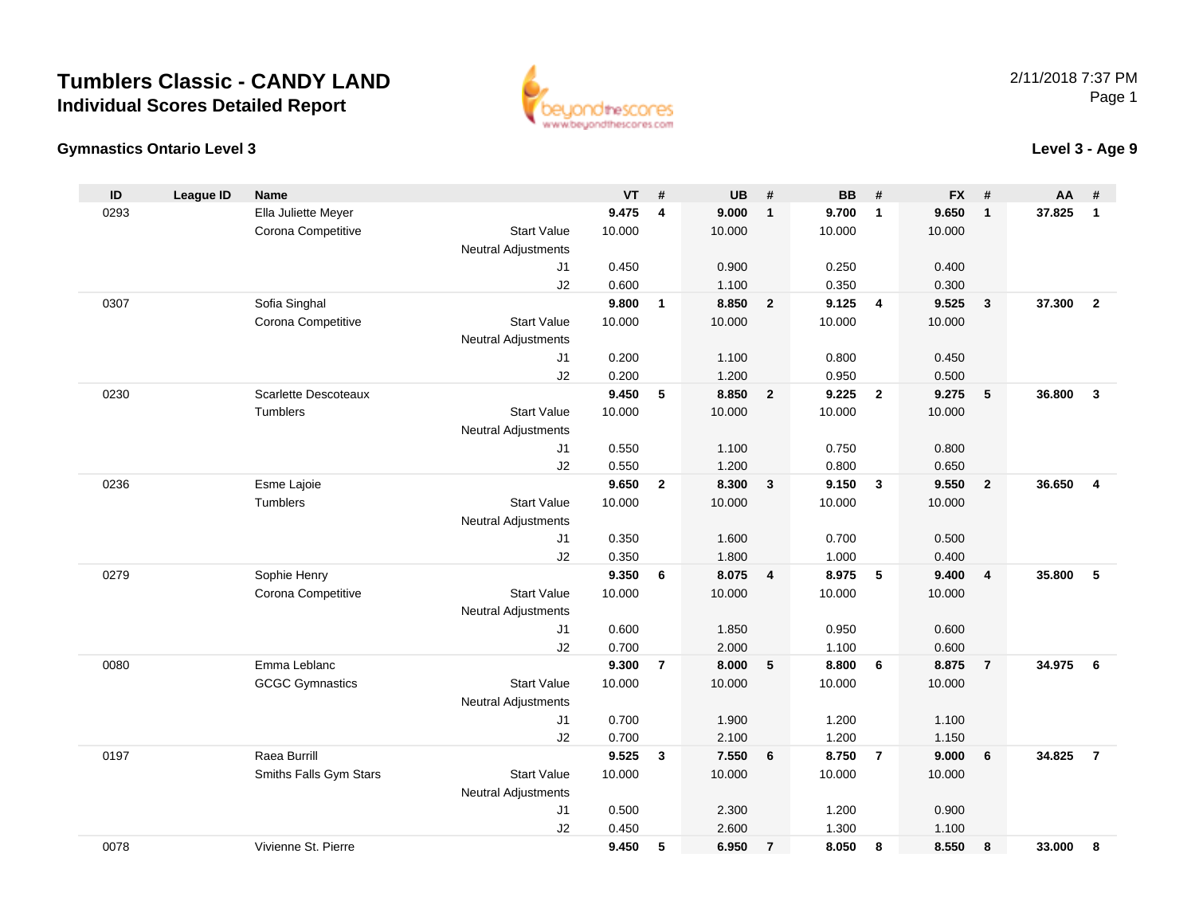# Tumblers Classic - CANDY LAND

## Individual Scores Detailed Report

2/11/2018 7:37 PM

### Gymnastics Ontario Level 3

### Level 3 - Age 9

| ID | League ID | Name | | VT | # | UB | # | BB | # | FX | # | AA | # |
|---|---|---|---|---|---|---|---|---|---|---|---|---|---|
| 0293 | | Ella Juliette Meyer | | **9.475** | **4** | **9.000** | **1** | **9.700** | **1** | **9.650** | **1** | **37.825** | **1** |
| | | Corona Competitive | Start Value | 10.000 | | 10.000 | | 10.000 | | 10.000 | | | |
| | | | Neutral Adjustments | | | | | | | | | | |
| | | | J1 | 0.450 | | 0.900 | | 0.250 | | 0.400 | | | |
| | | | J2 | 0.600 | | 1.100 | | 0.350 | | 0.300 | | | |
| 0307 | | Sofia Singhal | | **9.800** | **1** | **8.850** | **2** | **9.125** | **4** | **9.525** | **3** | **37.300** | **2** |
| | | Corona Competitive | Start Value | 10.000 | | 10.000 | | 10.000 | | 10.000 | | | |
| | | | Neutral Adjustments | | | | | | | | | | |
| | | | J1 | 0.200 | | 1.100 | | 0.800 | | 0.450 | | | |
| | | | J2 | 0.200 | | 1.200 | | 0.950 | | 0.500 | | | |
| 0230 | | Scarlette Descoteaux | | **9.450** | **5** | **8.850** | **2** | **9.225** | **2** | **9.275** | **5** | **36.800** | **3** |
| | | Tumblers | Start Value | 10.000 | | 10.000 | | 10.000 | | 10.000 | | | |
| | | | Neutral Adjustments | | | | | | | | | | |
| | | | J1 | 0.550 | | 1.100 | | 0.750 | | 0.800 | | | |
| | | | J2 | 0.550 | | 1.200 | | 0.800 | | 0.650 | | | |
| 0236 | | Esme Lajoie | | **9.650** | **2** | **8.300** | **3** | **9.150** | **3** | **9.550** | **2** | **36.650** | **4** |
| | | Tumblers | Start Value | 10.000 | | 10.000 | | 10.000 | | 10.000 | | | |
| | | | Neutral Adjustments | | | | | | | | | | |
| | | | J1 | 0.350 | | 1.600 | | 0.700 | | 0.500 | | | |
| | | | J2 | 0.350 | | 1.800 | | 1.000 | | 0.400 | | | |
| 0279 | | Sophie Henry | | **9.350** | **6** | **8.075** | **4** | **8.975** | **5** | **9.400** | **4** | **35.800** | **5** |
| | | Corona Competitive | Start Value | 10.000 | | 10.000 | | 10.000 | | 10.000 | | | |
| | | | Neutral Adjustments | | | | | | | | | | |
| | | | J1 | 0.600 | | 1.850 | | 0.950 | | 0.600 | | | |
| | | | J2 | 0.700 | | 2.000 | | 1.100 | | 0.600 | | | |
| 0080 | | Emma Leblanc | | **9.300** | **7** | **8.000** | **5** | **8.800** | **6** | **8.875** | **7** | **34.975** | **6** |
| | | GCGC Gymnastics | Start Value | 10.000 | | 10.000 | | 10.000 | | 10.000 | | | |
| | | | Neutral Adjustments | | | | | | | | | | |
| | | | J1 | 0.700 | | 1.900 | | 1.200 | | 1.100 | | | |
| | | | J2 | 0.700 | | 2.100 | | 1.200 | | 1.150 | | | |
| 0197 | | Raea Burrill | | **9.525** | **3** | **7.550** | **6** | **8.750** | **7** | **9.000** | **6** | **34.825** | **7** |
| | | Smiths Falls Gym Stars | Start Value | 10.000 | | 10.000 | | 10.000 | | 10.000 | | | |
| | | | Neutral Adjustments | | | | | | | | | | |
| | | | J1 | 0.500 | | 2.300 | | 1.200 | | 0.900 | | | |
| | | | J2 | 0.450 | | 2.600 | | 1.300 | | 1.100 | | | |
| 0078 | | Vivienne St. Pierre | | **9.450** | **5** | **6.950** | **7** | **8.050** | **8** | **8.550** | **8** | **33.000** | **8** |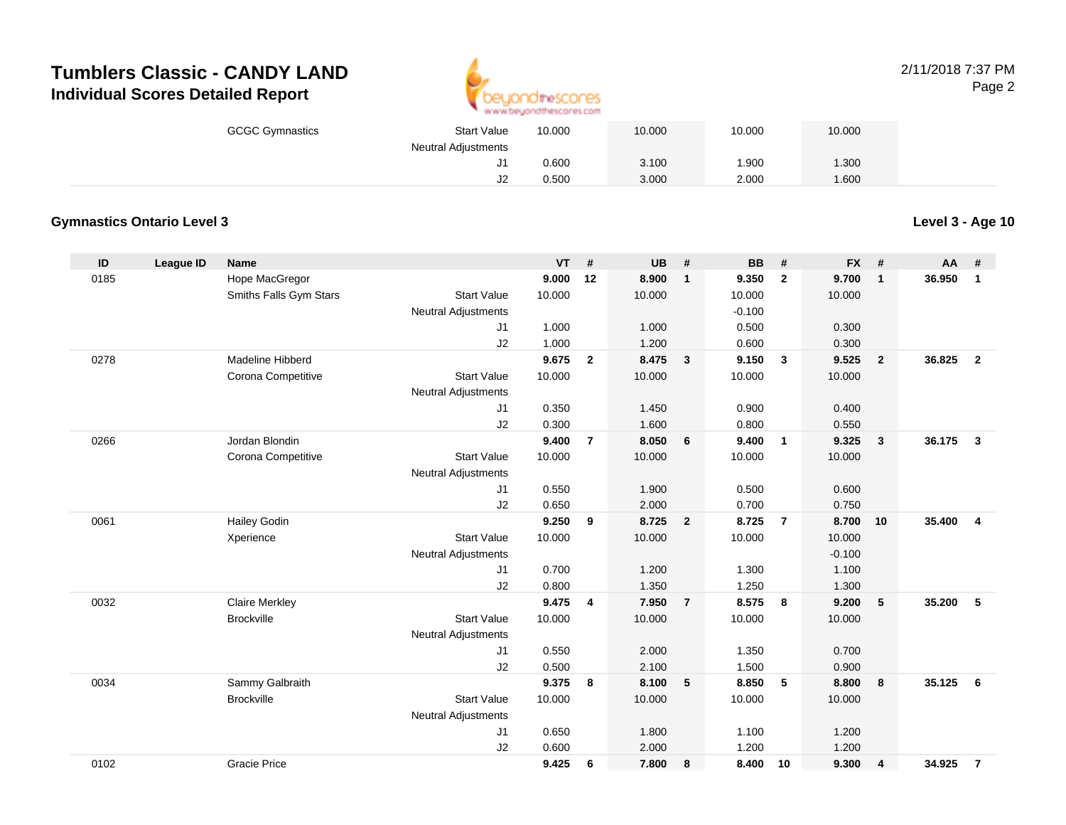# Tumblers Classic - CANDY LAND

## Individual Scores Detailed Report

2/11/2018 7:37 PM

| | | | | | | | | | | | | | | |
|---|---|---|---|---|---|---|---|---|---|---|---|---|---|---|
| | | GCGC Gymnastics | Start Value | 10.000 | | 10.000 | | 10.000 | | 10.000 | | | |
| | | | Neutral Adjustments | | | | | | | | | | |
| | | | J1 | 0.600 | | 3.100 | | 1.900 | | 1.300 | | | |
| | | | J2 | 0.500 | | 3.000 | | 2.000 | | 1.600 | | | |

### Gymnastics Ontario Level 3

**Level 3 - Age 10**

| ID | League ID | Name | | VT | # | UB | # | BB | # | FX | # | AA | # |
|---|---|---|---|---|---|---|---|---|---|---|---|---|---|
| 0185 | | Hope MacGregor | | **9.000** | **12** | **8.900** | **1** | **9.350** | **2** | **9.700** | **1** | **36.950** | **1** |
| | | Smiths Falls Gym Stars | Start Value | 10.000 | | 10.000 | | 10.000 | | 10.000 | | | |
| | | | Neutral Adjustments | | | | | -0.100 | | | | | |
| | | | J1 | 1.000 | | 1.000 | | 0.500 | | 0.300 | | | |
| | | | J2 | 1.000 | | 1.200 | | 0.600 | | 0.300 | | | |
| 0278 | | Madeline Hibberd | | **9.675** | **2** | **8.475** | **3** | **9.150** | **3** | **9.525** | **2** | **36.825** | **2** |
| | | Corona Competitive | Start Value | 10.000 | | 10.000 | | 10.000 | | 10.000 | | | |
| | | | Neutral Adjustments | | | | | | | | | | |
| | | | J1 | 0.350 | | 1.450 | | 0.900 | | 0.400 | | | |
| | | | J2 | 0.300 | | 1.600 | | 0.800 | | 0.550 | | | |
| 0266 | | Jordan Blondin | | **9.400** | **7** | **8.050** | **6** | **9.400** | **1** | **9.325** | **3** | **36.175** | **3** |
| | | Corona Competitive | Start Value | 10.000 | | 10.000 | | 10.000 | | 10.000 | | | |
| | | | Neutral Adjustments | | | | | | | | | | |
| | | | J1 | 0.550 | | 1.900 | | 0.500 | | 0.600 | | | |
| | | | J2 | 0.650 | | 2.000 | | 0.700 | | 0.750 | | | |
| 0061 | | Hailey Godin | | **9.250** | **9** | **8.725** | **2** | **8.725** | **7** | **8.700** | **10** | **35.400** | **4** |
| | | Xperience | Start Value | 10.000 | | 10.000 | | 10.000 | | 10.000 | | | |
| | | | Neutral Adjustments | | | | | | | -0.100 | | | |
| | | | J1 | 0.700 | | 1.200 | | 1.300 | | 1.100 | | | |
| | | | J2 | 0.800 | | 1.350 | | 1.250 | | 1.300 | | | |
| 0032 | | Claire Merkley | | **9.475** | **4** | **7.950** | **7** | **8.575** | **8** | **9.200** | **5** | **35.200** | **5** |
| | | Brockville | Start Value | 10.000 | | 10.000 | | 10.000 | | 10.000 | | | |
| | | | Neutral Adjustments | | | | | | | | | | |
| | | | J1 | 0.550 | | 2.000 | | 1.350 | | 0.700 | | | |
| | | | J2 | 0.500 | | 2.100 | | 1.500 | | 0.900 | | | |
| 0034 | | Sammy Galbraith | | **9.375** | **8** | **8.100** | **5** | **8.850** | **5** | **8.800** | **8** | **35.125** | **6** |
| | | Brockville | Start Value | 10.000 | | 10.000 | | 10.000 | | 10.000 | | | |
| | | | Neutral Adjustments | | | | | | | | | | |
| | | | J1 | 0.650 | | 1.800 | | 1.100 | | 1.200 | | | |
| | | | J2 | 0.600 | | 2.000 | | 1.200 | | 1.200 | | | |
| 0102 | | Gracie Price | | **9.425** | **6** | **7.800** | **8** | **8.400** | **10** | **9.300** | **4** | **34.925** | **7** |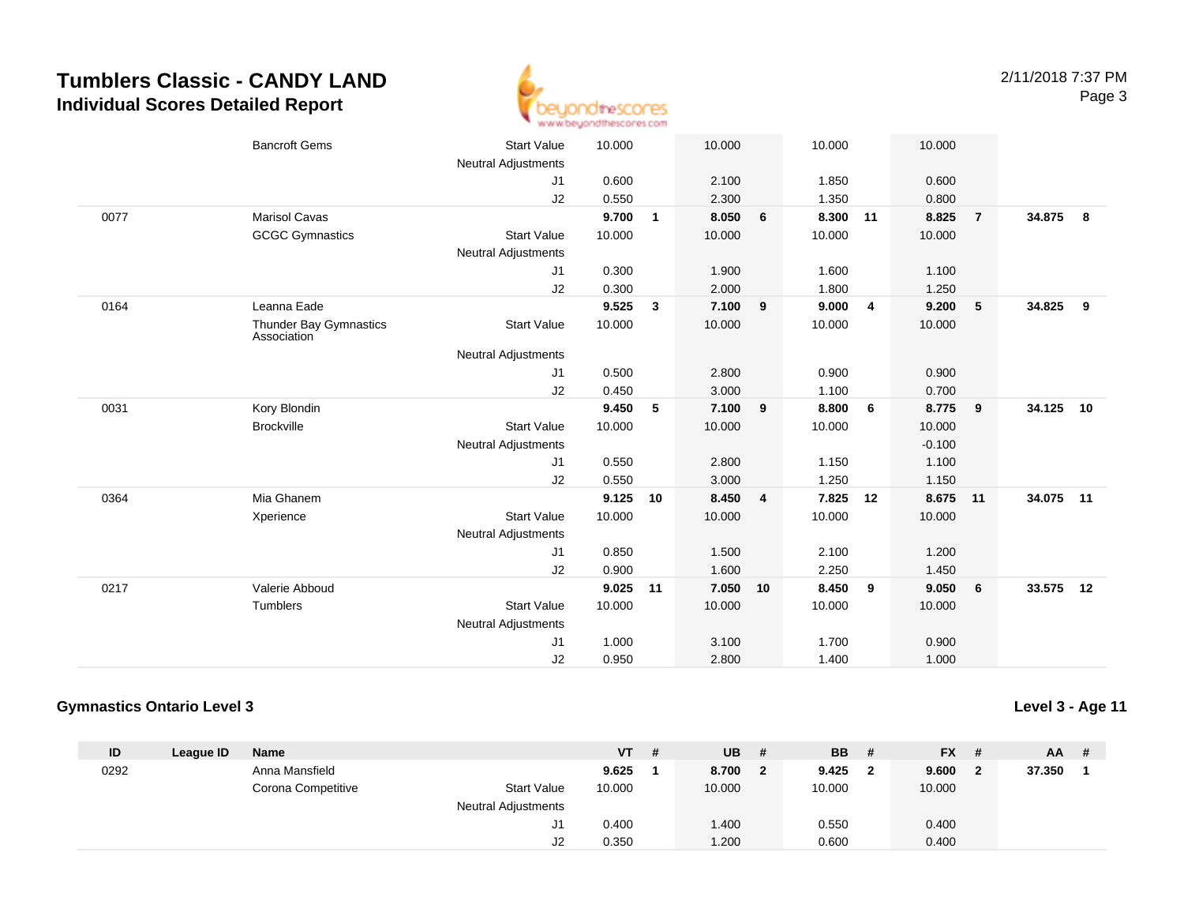# Tumblers Classic - CANDY LAND

## Individual Scores Detailed Report

2/11/2018 7:37 PM

| ID | League ID | Name | | VT | # | UB | # | BB | # | FX | # | AA | # |
|---|---|---|---|---|---|---|---|---|---|---|---|---|---|
| | | Bancroft Gems | Start Value | 10.000 | | 10.000 | | 10.000 | | 10.000 | | | |
| | | | Neutral Adjustments | | | | | | | | | | |
| | | | J1 | 0.600 | | 2.100 | | 1.850 | | 0.600 | | | |
| | | | J2 | 0.550 | | 2.300 | | 1.350 | | 0.800 | | | |
| 0077 | | Marisol Cavas | | **9.700** | **1** | **8.050** | **6** | **8.300** | **11** | **8.825** | **7** | **34.875** | **8** |
| | | GCGC Gymnastics | Start Value | 10.000 | | 10.000 | | 10.000 | | 10.000 | | | |
| | | | Neutral Adjustments | | | | | | | | | | |
| | | | J1 | 0.300 | | 1.900 | | 1.600 | | 1.100 | | | |
| | | | J2 | 0.300 | | 2.000 | | 1.800 | | 1.250 | | | |
| 0164 | | Leanna Eade | | **9.525** | **3** | **7.100** | **9** | **9.000** | **4** | **9.200** | **5** | **34.825** | **9** |
| | | Thunder Bay Gymnastics Association | Start Value | 10.000 | | 10.000 | | 10.000 | | 10.000 | | | |
| | | | Neutral Adjustments | | | | | | | | | | |
| | | | J1 | 0.500 | | 2.800 | | 0.900 | | 0.900 | | | |
| | | | J2 | 0.450 | | 3.000 | | 1.100 | | 0.700 | | | |
| 0031 | | Kory Blondin | | **9.450** | **5** | **7.100** | **9** | **8.800** | **6** | **8.775** | **9** | **34.125** | **10** |
| | | Brockville | Start Value | 10.000 | | 10.000 | | 10.000 | | 10.000 | | | |
| | | | Neutral Adjustments | | | | | | | -0.100 | | | |
| | | | J1 | 0.550 | | 2.800 | | 1.150 | | 1.100 | | | |
| | | | J2 | 0.550 | | 3.000 | | 1.250 | | 1.150 | | | |
| 0364 | | Mia Ghanem | | **9.125** | **10** | **8.450** | **4** | **7.825** | **12** | **8.675** | **11** | **34.075** | **11** |
| | | Xperience | Start Value | 10.000 | | 10.000 | | 10.000 | | 10.000 | | | |
| | | | Neutral Adjustments | | | | | | | | | | |
| | | | J1 | 0.850 | | 1.500 | | 2.100 | | 1.200 | | | |
| | | | J2 | 0.900 | | 1.600 | | 2.250 | | 1.450 | | | |
| 0217 | | Valerie Abboud | | **9.025** | **11** | **7.050** | **10** | **8.450** | **9** | **9.050** | **6** | **33.575** | **12** |
| | | Tumblers | Start Value | 10.000 | | 10.000 | | 10.000 | | 10.000 | | | |
| | | | Neutral Adjustments | | | | | | | | | | |
| | | | J1 | 1.000 | | 3.100 | | 1.700 | | 0.900 | | | |
| | | | J2 | 0.950 | | 2.800 | | 1.400 | | 1.000 | | | |

### Gymnastics Ontario Level 3

**Level 3 - Age 11**

| ID | League ID | Name | | VT | # | UB | # | BB | # | FX | # | AA | # |
|---|---|---|---|---|---|---|---|---|---|---|---|---|---|
| 0292 | | Anna Mansfield | | **9.625** | **1** | **8.700** | **2** | **9.425** | **2** | **9.600** | **2** | **37.350** | **1** |
| | | Corona Competitive | Start Value | 10.000 | | 10.000 | | 10.000 | | 10.000 | | | |
| | | | Neutral Adjustments | | | | | | | | | | |
| | | | J1 | 0.400 | | 1.400 | | 0.550 | | 0.400 | | | |
| | | | J2 | 0.350 | | 1.200 | | 0.600 | | 0.400 | | | |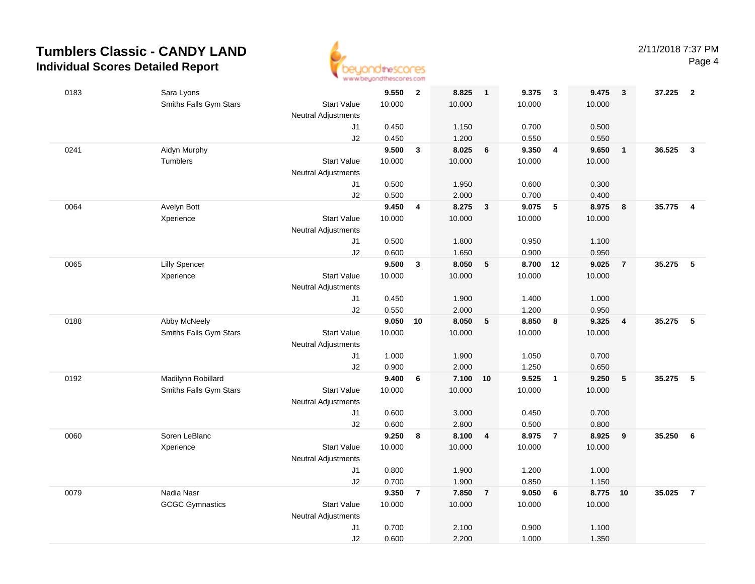# Tumblers Classic - CANDY LAND

## Individual Scores Detailed Report

2/11/2018 7:37 PM

| # | Name / Club | | Vault | Rank | Bars | Rank | Beam | Rank | Floor | Rank | AA | Rank |
|---|---|---|---|---|---|---|---|---|---|---|---|---|
| 0183 | Sara Lyons | | **9.550** | **2** | **8.825** | **1** | **9.375** | **3** | **9.475** | **3** | **37.225** | **2** |
| | Smiths Falls Gym Stars | Start Value | 10.000 | | 10.000 | | 10.000 | | 10.000 | | | |
| | | Neutral Adjustments | | | | | | | | | | |
| | | J1 | 0.450 | | 1.150 | | 0.700 | | 0.500 | | | |
| | | J2 | 0.450 | | 1.200 | | 0.550 | | 0.550 | | | |
| 0241 | Aidyn Murphy | | **9.500** | **3** | **8.025** | **6** | **9.350** | **4** | **9.650** | **1** | **36.525** | **3** |
| | Tumblers | Start Value | 10.000 | | 10.000 | | 10.000 | | 10.000 | | | |
| | | Neutral Adjustments | | | | | | | | | | |
| | | J1 | 0.500 | | 1.950 | | 0.600 | | 0.300 | | | |
| | | J2 | 0.500 | | 2.000 | | 0.700 | | 0.400 | | | |
| 0064 | Avelyn Bott | | **9.450** | **4** | **8.275** | **3** | **9.075** | **5** | **8.975** | **8** | **35.775** | **4** |
| | Xperience | Start Value | 10.000 | | 10.000 | | 10.000 | | 10.000 | | | |
| | | Neutral Adjustments | | | | | | | | | | |
| | | J1 | 0.500 | | 1.800 | | 0.950 | | 1.100 | | | |
| | | J2 | 0.600 | | 1.650 | | 0.900 | | 0.950 | | | |
| 0065 | Lilly Spencer | | **9.500** | **3** | **8.050** | **5** | **8.700** | **12** | **9.025** | **7** | **35.275** | **5** |
| | Xperience | Start Value | 10.000 | | 10.000 | | 10.000 | | 10.000 | | | |
| | | Neutral Adjustments | | | | | | | | | | |
| | | J1 | 0.450 | | 1.900 | | 1.400 | | 1.000 | | | |
| | | J2 | 0.550 | | 2.000 | | 1.200 | | 0.950 | | | |
| 0188 | Abby McNeely | | **9.050** | **10** | **8.050** | **5** | **8.850** | **8** | **9.325** | **4** | **35.275** | **5** |
| | Smiths Falls Gym Stars | Start Value | 10.000 | | 10.000 | | 10.000 | | 10.000 | | | |
| | | Neutral Adjustments | | | | | | | | | | |
| | | J1 | 1.000 | | 1.900 | | 1.050 | | 0.700 | | | |
| | | J2 | 0.900 | | 2.000 | | 1.250 | | 0.650 | | | |
| 0192 | Madilynn Robillard | | **9.400** | **6** | **7.100** | **10** | **9.525** | **1** | **9.250** | **5** | **35.275** | **5** |
| | Smiths Falls Gym Stars | Start Value | 10.000 | | 10.000 | | 10.000 | | 10.000 | | | |
| | | Neutral Adjustments | | | | | | | | | | |
| | | J1 | 0.600 | | 3.000 | | 0.450 | | 0.700 | | | |
| | | J2 | 0.600 | | 2.800 | | 0.500 | | 0.800 | | | |
| 0060 | Soren LeBlanc | | **9.250** | **8** | **8.100** | **4** | **8.975** | **7** | **8.925** | **9** | **35.250** | **6** |
| | Xperience | Start Value | 10.000 | | 10.000 | | 10.000 | | 10.000 | | | |
| | | Neutral Adjustments | | | | | | | | | | |
| | | J1 | 0.800 | | 1.900 | | 1.200 | | 1.000 | | | |
| | | J2 | 0.700 | | 1.900 | | 0.850 | | 1.150 | | | |
| 0079 | Nadia Nasr | | **9.350** | **7** | **7.850** | **7** | **9.050** | **6** | **8.775** | **10** | **35.025** | **7** |
| | GCGC Gymnastics | Start Value | 10.000 | | 10.000 | | 10.000 | | 10.000 | | | |
| | | Neutral Adjustments | | | | | | | | | | |
| | | J1 | 0.700 | | 2.100 | | 0.900 | | 1.100 | | | |
| | | J2 | 0.600 | | 2.200 | | 1.000 | | 1.350 | | | |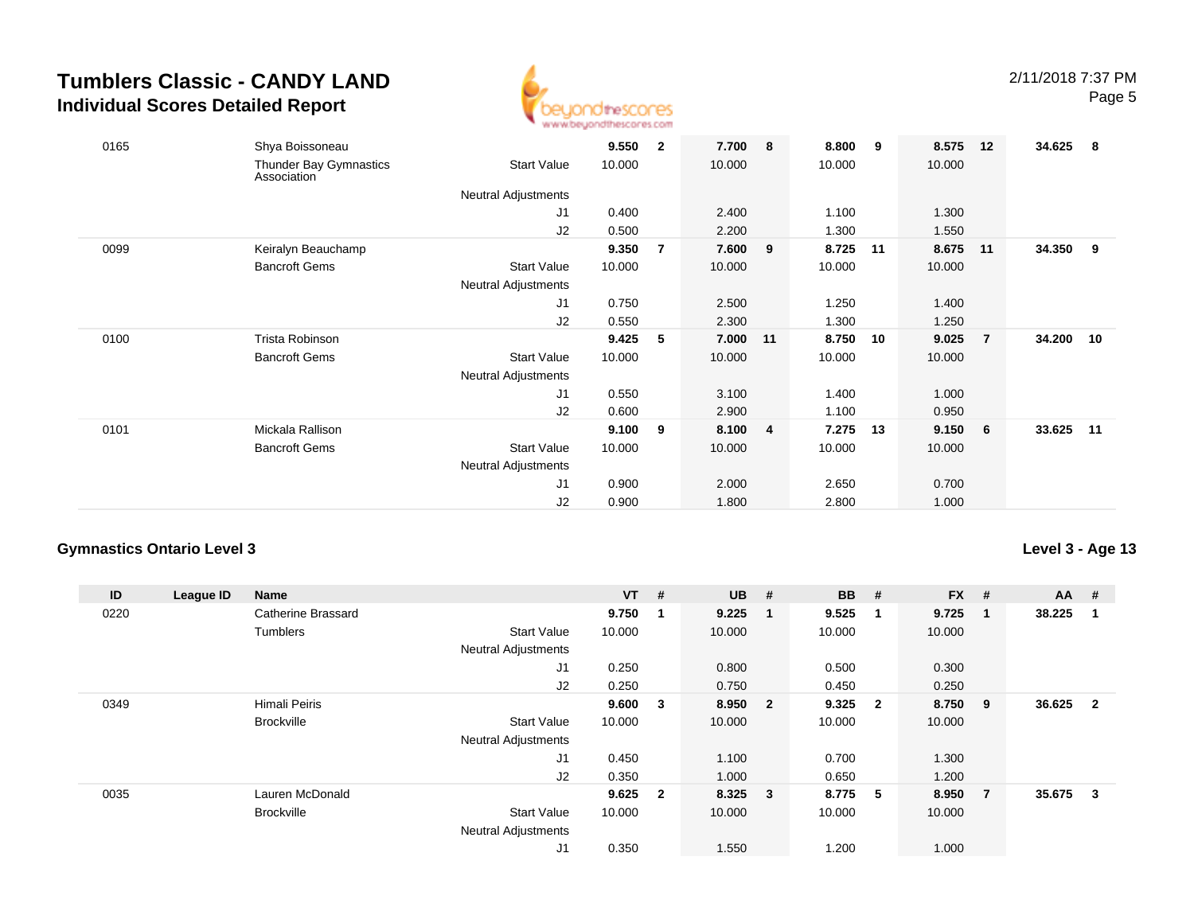# Tumblers Classic - CANDY LAND

## Individual Scores Detailed Report

| ID | League ID | Name | | VT | # | UB | # | BB | # | FX | # | AA | # |
|---|---|---|---|---|---|---|---|---|---|---|---|---|---|
| 0165 | | Shya Boissoneau | | **9.550** | **2** | **7.700** | **8** | **8.800** | **9** | **8.575** | **12** | **34.625** | **8** |
| | | Thunder Bay Gymnastics Association | Start Value | 10.000 | | 10.000 | | 10.000 | | 10.000 | | | |
| | | | Neutral Adjustments | | | | | | | | | | |
| | | | J1 | 0.400 | | 2.400 | | 1.100 | | 1.300 | | | |
| | | | J2 | 0.500 | | 2.200 | | 1.300 | | 1.550 | | | |
| 0099 | | Keiralyn Beauchamp | | **9.350** | **7** | **7.600** | **9** | **8.725** | **11** | **8.675** | **11** | **34.350** | **9** |
| | | Bancroft Gems | Start Value | 10.000 | | 10.000 | | 10.000 | | 10.000 | | | |
| | | | Neutral Adjustments | | | | | | | | | | |
| | | | J1 | 0.750 | | 2.500 | | 1.250 | | 1.400 | | | |
| | | | J2 | 0.550 | | 2.300 | | 1.300 | | 1.250 | | | |
| 0100 | | Trista Robinson | | **9.425** | **5** | **7.000** | **11** | **8.750** | **10** | **9.025** | **7** | **34.200** | **10** |
| | | Bancroft Gems | Start Value | 10.000 | | 10.000 | | 10.000 | | 10.000 | | | |
| | | | Neutral Adjustments | | | | | | | | | | |
| | | | J1 | 0.550 | | 3.100 | | 1.400 | | 1.000 | | | |
| | | | J2 | 0.600 | | 2.900 | | 1.100 | | 0.950 | | | |
| 0101 | | Mickala Rallison | | **9.100** | **9** | **8.100** | **4** | **7.275** | **13** | **9.150** | **6** | **33.625** | **11** |
| | | Bancroft Gems | Start Value | 10.000 | | 10.000 | | 10.000 | | 10.000 | | | |
| | | | Neutral Adjustments | | | | | | | | | | |
| | | | J1 | 0.900 | | 2.000 | | 2.650 | | 0.700 | | | |
| | | | J2 | 0.900 | | 1.800 | | 2.800 | | 1.000 | | | |

### Gymnastics Ontario Level 3

**Level 3 - Age 13**

| ID | League ID | Name | | VT | # | UB | # | BB | # | FX | # | AA | # |
|---|---|---|---|---|---|---|---|---|---|---|---|---|---|
| 0220 | | Catherine Brassard | | **9.750** | **1** | **9.225** | **1** | **9.525** | **1** | **9.725** | **1** | **38.225** | **1** |
| | | Tumblers | Start Value | 10.000 | | 10.000 | | 10.000 | | 10.000 | | | |
| | | | Neutral Adjustments | | | | | | | | | | |
| | | | J1 | 0.250 | | 0.800 | | 0.500 | | 0.300 | | | |
| | | | J2 | 0.250 | | 0.750 | | 0.450 | | 0.250 | | | |
| 0349 | | Himali Peiris | | **9.600** | **3** | **8.950** | **2** | **9.325** | **2** | **8.750** | **9** | **36.625** | **2** |
| | | Brockville | Start Value | 10.000 | | 10.000 | | 10.000 | | 10.000 | | | |
| | | | Neutral Adjustments | | | | | | | | | | |
| | | | J1 | 0.450 | | 1.100 | | 0.700 | | 1.300 | | | |
| | | | J2 | 0.350 | | 1.000 | | 0.650 | | 1.200 | | | |
| 0035 | | Lauren McDonald | | **9.625** | **2** | **8.325** | **3** | **8.775** | **5** | **8.950** | **7** | **35.675** | **3** |
| | | Brockville | Start Value | 10.000 | | 10.000 | | 10.000 | | 10.000 | | | |
| | | | Neutral Adjustments | | | | | | | | | | |
| | | | J1 | 0.350 | | 1.550 | | 1.200 | | 1.000 | | | |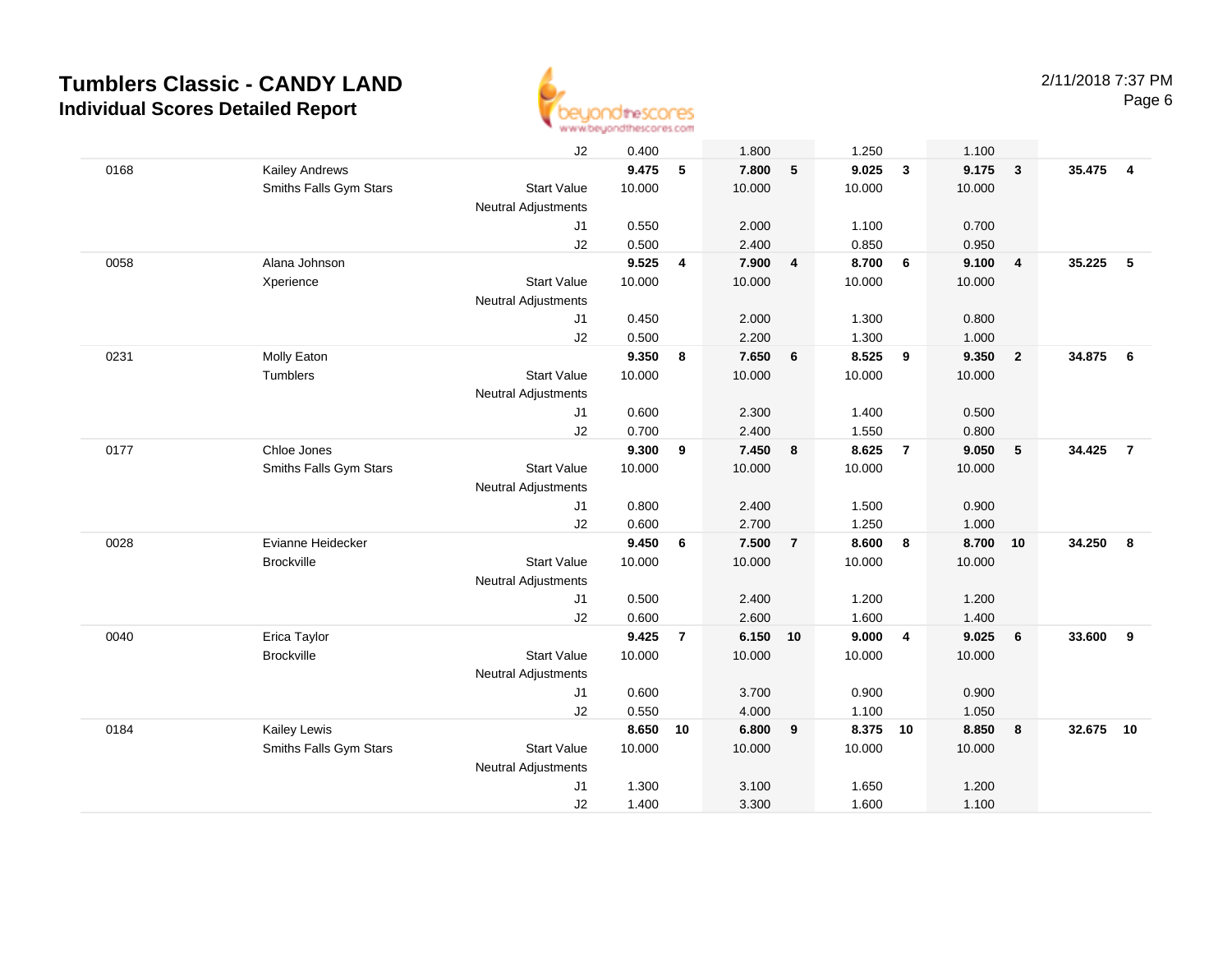# Tumblers Classic - CANDY LAND

## Individual Scores Detailed Report

2/11/2018 7:37 PM

| | | | | | | | | | | | | |
|---|---|---|---|---|---|---|---|---|---|---|---|---|
| | | J2 | 0.400 | | 1.800 | | 1.250 | | 1.100 | | | |
| 0168 | Kailey Andrews | | **9.475** | **5** | **7.800** | **5** | **9.025** | **3** | **9.175** | **3** | **35.475** | **4** |
| | Smiths Falls Gym Stars | Start Value | 10.000 | | 10.000 | | 10.000 | | 10.000 | | | |
| | | Neutral Adjustments | | | | | | | | | | |
| | | J1 | 0.550 | | 2.000 | | 1.100 | | 0.700 | | | |
| | | J2 | 0.500 | | 2.400 | | 0.850 | | 0.950 | | | |
| 0058 | Alana Johnson | | **9.525** | **4** | **7.900** | **4** | **8.700** | **6** | **9.100** | **4** | **35.225** | **5** |
| | Xperience | Start Value | 10.000 | | 10.000 | | 10.000 | | 10.000 | | | |
| | | Neutral Adjustments | | | | | | | | | | |
| | | J1 | 0.450 | | 2.000 | | 1.300 | | 0.800 | | | |
| | | J2 | 0.500 | | 2.200 | | 1.300 | | 1.000 | | | |
| 0231 | Molly Eaton | | **9.350** | **8** | **7.650** | **6** | **8.525** | **9** | **9.350** | **2** | **34.875** | **6** |
| | Tumblers | Start Value | 10.000 | | 10.000 | | 10.000 | | 10.000 | | | |
| | | Neutral Adjustments | | | | | | | | | | |
| | | J1 | 0.600 | | 2.300 | | 1.400 | | 0.500 | | | |
| | | J2 | 0.700 | | 2.400 | | 1.550 | | 0.800 | | | |
| 0177 | Chloe Jones | | **9.300** | **9** | **7.450** | **8** | **8.625** | **7** | **9.050** | **5** | **34.425** | **7** |
| | Smiths Falls Gym Stars | Start Value | 10.000 | | 10.000 | | 10.000 | | 10.000 | | | |
| | | Neutral Adjustments | | | | | | | | | | |
| | | J1 | 0.800 | | 2.400 | | 1.500 | | 0.900 | | | |
| | | J2 | 0.600 | | 2.700 | | 1.250 | | 1.000 | | | |
| 0028 | Evianne Heidecker | | **9.450** | **6** | **7.500** | **7** | **8.600** | **8** | **8.700** | **10** | **34.250** | **8** |
| | Brockville | Start Value | 10.000 | | 10.000 | | 10.000 | | 10.000 | | | |
| | | Neutral Adjustments | | | | | | | | | | |
| | | J1 | 0.500 | | 2.400 | | 1.200 | | 1.200 | | | |
| | | J2 | 0.600 | | 2.600 | | 1.600 | | 1.400 | | | |
| 0040 | Erica Taylor | | **9.425** | **7** | **6.150** | **10** | **9.000** | **4** | **9.025** | **6** | **33.600** | **9** |
| | Brockville | Start Value | 10.000 | | 10.000 | | 10.000 | | 10.000 | | | |
| | | Neutral Adjustments | | | | | | | | | | |
| | | J1 | 0.600 | | 3.700 | | 0.900 | | 0.900 | | | |
| | | J2 | 0.550 | | 4.000 | | 1.100 | | 1.050 | | | |
| 0184 | Kailey Lewis | | **8.650** | **10** | **6.800** | **9** | **8.375** | **10** | **8.850** | **8** | **32.675** | **10** |
| | Smiths Falls Gym Stars | Start Value | 10.000 | | 10.000 | | 10.000 | | 10.000 | | | |
| | | Neutral Adjustments | | | | | | | | | | |
| | | J1 | 1.300 | | 3.100 | | 1.650 | | 1.200 | | | |
| | | J2 | 1.400 | | 3.300 | | 1.600 | | 1.100 | | | |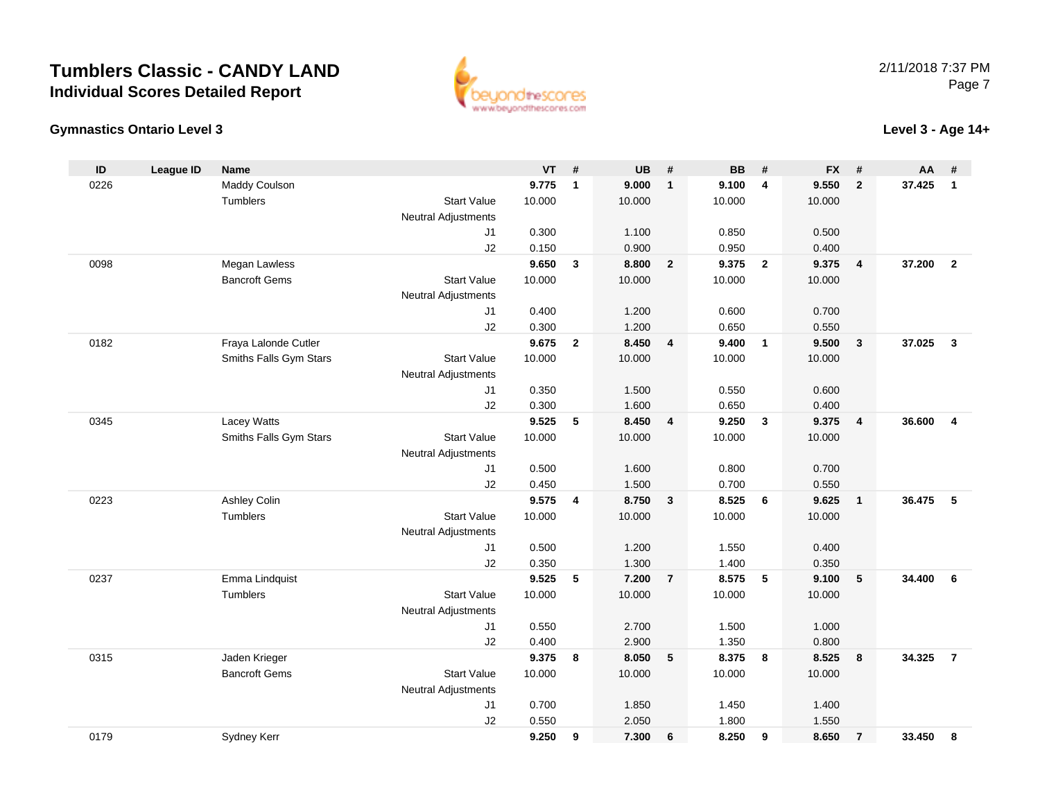# Tumblers Classic - CANDY LAND

## Individual Scores Detailed Report

2/11/2018 7:37 PM

### Gymnastics Ontario Level 3

### Level 3 - Age 14+

| ID | League ID | Name | | VT | # | UB | # | BB | # | FX | # | AA | # |
|---|---|---|---|---|---|---|---|---|---|---|---|---|---|
| 0226 | | Maddy Coulson | | **9.775** | **1** | **9.000** | **1** | **9.100** | **4** | **9.550** | **2** | **37.425** | **1** |
| | | Tumblers | Start Value | 10.000 | | 10.000 | | 10.000 | | 10.000 | | | |
| | | | Neutral Adjustments | | | | | | | | | | |
| | | | J1 | 0.300 | | 1.100 | | 0.850 | | 0.500 | | | |
| | | | J2 | 0.150 | | 0.900 | | 0.950 | | 0.400 | | | |
| 0098 | | Megan Lawless | | **9.650** | **3** | **8.800** | **2** | **9.375** | **2** | **9.375** | **4** | **37.200** | **2** |
| | | Bancroft Gems | Start Value | 10.000 | | 10.000 | | 10.000 | | 10.000 | | | |
| | | | Neutral Adjustments | | | | | | | | | | |
| | | | J1 | 0.400 | | 1.200 | | 0.600 | | 0.700 | | | |
| | | | J2 | 0.300 | | 1.200 | | 0.650 | | 0.550 | | | |
| 0182 | | Fraya Lalonde Cutler | | **9.675** | **2** | **8.450** | **4** | **9.400** | **1** | **9.500** | **3** | **37.025** | **3** |
| | | Smiths Falls Gym Stars | Start Value | 10.000 | | 10.000 | | 10.000 | | 10.000 | | | |
| | | | Neutral Adjustments | | | | | | | | | | |
| | | | J1 | 0.350 | | 1.500 | | 0.550 | | 0.600 | | | |
| | | | J2 | 0.300 | | 1.600 | | 0.650 | | 0.400 | | | |
| 0345 | | Lacey Watts | | **9.525** | **5** | **8.450** | **4** | **9.250** | **3** | **9.375** | **4** | **36.600** | **4** |
| | | Smiths Falls Gym Stars | Start Value | 10.000 | | 10.000 | | 10.000 | | 10.000 | | | |
| | | | Neutral Adjustments | | | | | | | | | | |
| | | | J1 | 0.500 | | 1.600 | | 0.800 | | 0.700 | | | |
| | | | J2 | 0.450 | | 1.500 | | 0.700 | | 0.550 | | | |
| 0223 | | Ashley Colin | | **9.575** | **4** | **8.750** | **3** | **8.525** | **6** | **9.625** | **1** | **36.475** | **5** |
| | | Tumblers | Start Value | 10.000 | | 10.000 | | 10.000 | | 10.000 | | | |
| | | | Neutral Adjustments | | | | | | | | | | |
| | | | J1 | 0.500 | | 1.200 | | 1.550 | | 0.400 | | | |
| | | | J2 | 0.350 | | 1.300 | | 1.400 | | 0.350 | | | |
| 0237 | | Emma Lindquist | | **9.525** | **5** | **7.200** | **7** | **8.575** | **5** | **9.100** | **5** | **34.400** | **6** |
| | | Tumblers | Start Value | 10.000 | | 10.000 | | 10.000 | | 10.000 | | | |
| | | | Neutral Adjustments | | | | | | | | | | |
| | | | J1 | 0.550 | | 2.700 | | 1.500 | | 1.000 | | | |
| | | | J2 | 0.400 | | 2.900 | | 1.350 | | 0.800 | | | |
| 0315 | | Jaden Krieger | | **9.375** | **8** | **8.050** | **5** | **8.375** | **8** | **8.525** | **8** | **34.325** | **7** |
| | | Bancroft Gems | Start Value | 10.000 | | 10.000 | | 10.000 | | 10.000 | | | |
| | | | Neutral Adjustments | | | | | | | | | | |
| | | | J1 | 0.700 | | 1.850 | | 1.450 | | 1.400 | | | |
| | | | J2 | 0.550 | | 2.050 | | 1.800 | | 1.550 | | | |
| 0179 | | Sydney Kerr | | **9.250** | **9** | **7.300** | **6** | **8.250** | **9** | **8.650** | **7** | **33.450** | **8** |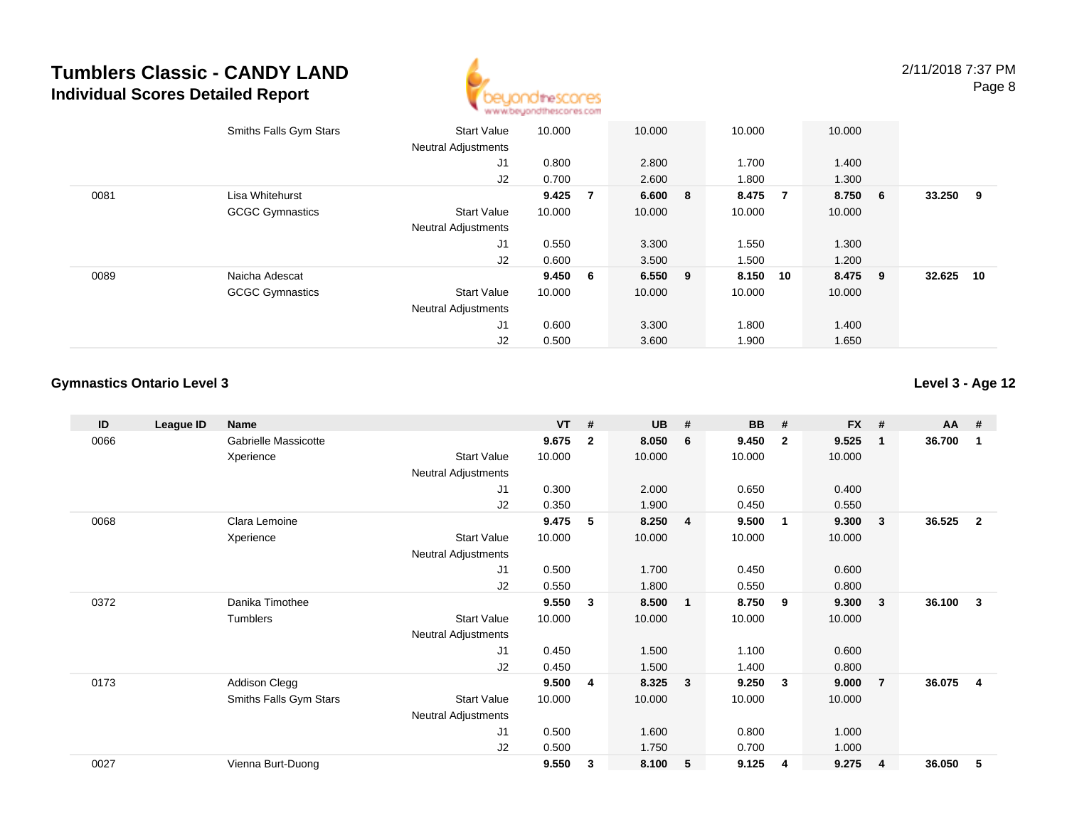# Tumblers Classic - CANDY LAND

## Individual Scores Detailed Report

2/11/2018 7:37 PM

| ID | League ID | Name | | VT | # | UB | # | BB | # | FX | # | AA | # |
|---|---|---|---|---|---|---|---|---|---|---|---|---|---|
| | | Smiths Falls Gym Stars | Start Value | 10.000 | | 10.000 | | 10.000 | | 10.000 | | | |
| | | | Neutral Adjustments | | | | | | | | | | |
| | | | J1 | 0.800 | | 2.800 | | 1.700 | | 1.400 | | | |
| | | | J2 | 0.700 | | 2.600 | | 1.800 | | 1.300 | | | |
| 0081 | | Lisa Whitehurst | | **9.425** | **7** | **6.600** | **8** | **8.475** | **7** | **8.750** | **6** | **33.250** | **9** |
| | | GCGC Gymnastics | Start Value | 10.000 | | 10.000 | | 10.000 | | 10.000 | | | |
| | | | Neutral Adjustments | | | | | | | | | | |
| | | | J1 | 0.550 | | 3.300 | | 1.550 | | 1.300 | | | |
| | | | J2 | 0.600 | | 3.500 | | 1.500 | | 1.200 | | | |
| 0089 | | Naicha Adescat | | **9.450** | **6** | **6.550** | **9** | **8.150** | **10** | **8.475** | **9** | **32.625** | **10** |
| | | GCGC Gymnastics | Start Value | 10.000 | | 10.000 | | 10.000 | | 10.000 | | | |
| | | | Neutral Adjustments | | | | | | | | | | |
| | | | J1 | 0.600 | | 3.300 | | 1.800 | | 1.400 | | | |
| | | | J2 | 0.500 | | 3.600 | | 1.900 | | 1.650 | | | |

### Gymnastics Ontario Level 3

**Level 3 - Age 12**

| ID | League ID | Name | | VT | # | UB | # | BB | # | FX | # | AA | # |
|---|---|---|---|---|---|---|---|---|---|---|---|---|---|
| 0066 | | Gabrielle Massicotte | | **9.675** | **2** | **8.050** | **6** | **9.450** | **2** | **9.525** | **1** | **36.700** | **1** |
| | | Xperience | Start Value | 10.000 | | 10.000 | | 10.000 | | 10.000 | | | |
| | | | Neutral Adjustments | | | | | | | | | | |
| | | | J1 | 0.300 | | 2.000 | | 0.650 | | 0.400 | | | |
| | | | J2 | 0.350 | | 1.900 | | 0.450 | | 0.550 | | | |
| 0068 | | Clara Lemoine | | **9.475** | **5** | **8.250** | **4** | **9.500** | **1** | **9.300** | **3** | **36.525** | **2** |
| | | Xperience | Start Value | 10.000 | | 10.000 | | 10.000 | | 10.000 | | | |
| | | | Neutral Adjustments | | | | | | | | | | |
| | | | J1 | 0.500 | | 1.700 | | 0.450 | | 0.600 | | | |
| | | | J2 | 0.550 | | 1.800 | | 0.550 | | 0.800 | | | |
| 0372 | | Danika Timothee | | **9.550** | **3** | **8.500** | **1** | **8.750** | **9** | **9.300** | **3** | **36.100** | **3** |
| | | Tumblers | Start Value | 10.000 | | 10.000 | | 10.000 | | 10.000 | | | |
| | | | Neutral Adjustments | | | | | | | | | | |
| | | | J1 | 0.450 | | 1.500 | | 1.100 | | 0.600 | | | |
| | | | J2 | 0.450 | | 1.500 | | 1.400 | | 0.800 | | | |
| 0173 | | Addison Clegg | | **9.500** | **4** | **8.325** | **3** | **9.250** | **3** | **9.000** | **7** | **36.075** | **4** |
| | | Smiths Falls Gym Stars | Start Value | 10.000 | | 10.000 | | 10.000 | | 10.000 | | | |
| | | | Neutral Adjustments | | | | | | | | | | |
| | | | J1 | 0.500 | | 1.600 | | 0.800 | | 1.000 | | | |
| | | | J2 | 0.500 | | 1.750 | | 0.700 | | 1.000 | | | |
| 0027 | | Vienna Burt-Duong | | **9.550** | **3** | **8.100** | **5** | **9.125** | **4** | **9.275** | **4** | **36.050** | **5** |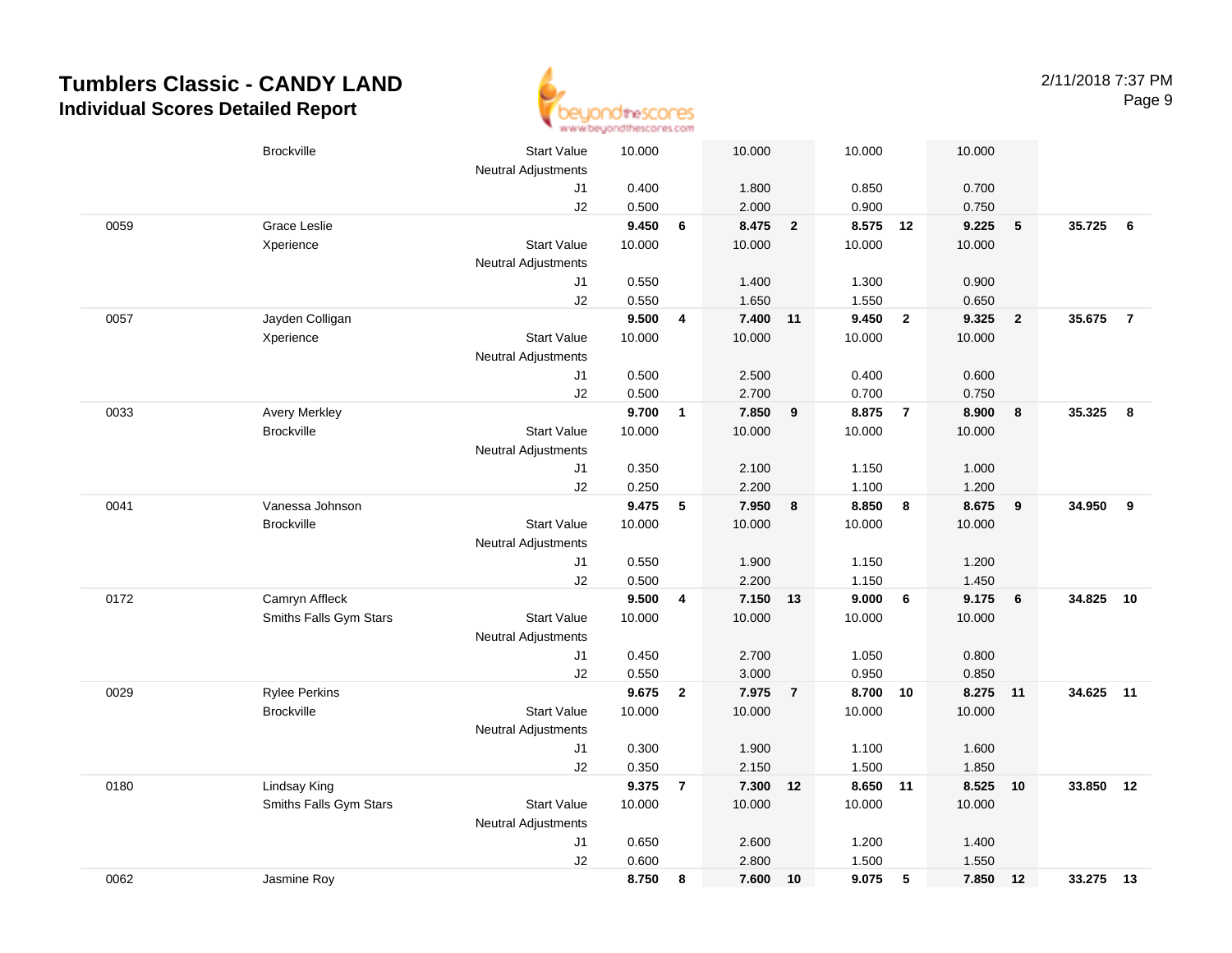# Tumblers Classic - CANDY LAND

## Individual Scores Detailed Report

2/11/2018 7:37 PM

| # | Name / Club | | Vault | Rank | Bars | Rank | Beam | Rank | Floor | Rank | AA | Rank |
|---|---|---|---|---|---|---|---|---|---|---|---|---|
| | Brockville | Start Value | 10.000 | | 10.000 | | 10.000 | | 10.000 | | | |
| | | Neutral Adjustments | | | | | | | | | | |
| | | J1 | 0.400 | | 1.800 | | 0.850 | | 0.700 | | | |
| | | J2 | 0.500 | | 2.000 | | 0.900 | | 0.750 | | | |
| 0059 | Grace Leslie | | **9.450** | **6** | **8.475** | **2** | **8.575** | **12** | **9.225** | **5** | **35.725** | **6** |
| | Xperience | Start Value | 10.000 | | 10.000 | | 10.000 | | 10.000 | | | |
| | | Neutral Adjustments | | | | | | | | | | |
| | | J1 | 0.550 | | 1.400 | | 1.300 | | 0.900 | | | |
| | | J2 | 0.550 | | 1.650 | | 1.550 | | 0.650 | | | |
| 0057 | Jayden Colligan | | **9.500** | **4** | **7.400** | **11** | **9.450** | **2** | **9.325** | **2** | **35.675** | **7** |
| | Xperience | Start Value | 10.000 | | 10.000 | | 10.000 | | 10.000 | | | |
| | | Neutral Adjustments | | | | | | | | | | |
| | | J1 | 0.500 | | 2.500 | | 0.400 | | 0.600 | | | |
| | | J2 | 0.500 | | 2.700 | | 0.700 | | 0.750 | | | |
| 0033 | Avery Merkley | | **9.700** | **1** | **7.850** | **9** | **8.875** | **7** | **8.900** | **8** | **35.325** | **8** |
| | Brockville | Start Value | 10.000 | | 10.000 | | 10.000 | | 10.000 | | | |
| | | Neutral Adjustments | | | | | | | | | | |
| | | J1 | 0.350 | | 2.100 | | 1.150 | | 1.000 | | | |
| | | J2 | 0.250 | | 2.200 | | 1.100 | | 1.200 | | | |
| 0041 | Vanessa Johnson | | **9.475** | **5** | **7.950** | **8** | **8.850** | **8** | **8.675** | **9** | **34.950** | **9** |
| | Brockville | Start Value | 10.000 | | 10.000 | | 10.000 | | 10.000 | | | |
| | | Neutral Adjustments | | | | | | | | | | |
| | | J1 | 0.550 | | 1.900 | | 1.150 | | 1.200 | | | |
| | | J2 | 0.500 | | 2.200 | | 1.150 | | 1.450 | | | |
| 0172 | Camryn Affleck | | **9.500** | **4** | **7.150** | **13** | **9.000** | **6** | **9.175** | **6** | **34.825** | **10** |
| | Smiths Falls Gym Stars | Start Value | 10.000 | | 10.000 | | 10.000 | | 10.000 | | | |
| | | Neutral Adjustments | | | | | | | | | | |
| | | J1 | 0.450 | | 2.700 | | 1.050 | | 0.800 | | | |
| | | J2 | 0.550 | | 3.000 | | 0.950 | | 0.850 | | | |
| 0029 | Rylee Perkins | | **9.675** | **2** | **7.975** | **7** | **8.700** | **10** | **8.275** | **11** | **34.625** | **11** |
| | Brockville | Start Value | 10.000 | | 10.000 | | 10.000 | | 10.000 | | | |
| | | Neutral Adjustments | | | | | | | | | | |
| | | J1 | 0.300 | | 1.900 | | 1.100 | | 1.600 | | | |
| | | J2 | 0.350 | | 2.150 | | 1.500 | | 1.850 | | | |
| 0180 | Lindsay King | | **9.375** | **7** | **7.300** | **12** | **8.650** | **11** | **8.525** | **10** | **33.850** | **12** |
| | Smiths Falls Gym Stars | Start Value | 10.000 | | 10.000 | | 10.000 | | 10.000 | | | |
| | | Neutral Adjustments | | | | | | | | | | |
| | | J1 | 0.650 | | 2.600 | | 1.200 | | 1.400 | | | |
| | | J2 | 0.600 | | 2.800 | | 1.500 | | 1.550 | | | |
| 0062 | Jasmine Roy | | **8.750** | **8** | **7.600** | **10** | **9.075** | **5** | **7.850** | **12** | **33.275** | **13** |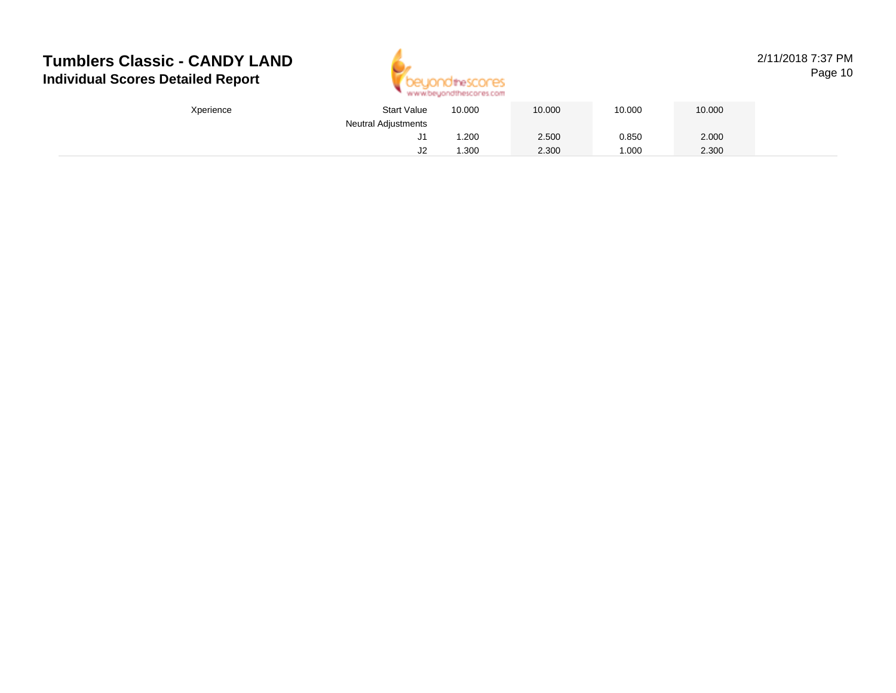# Tumblers Classic - CANDY LAND

## Individual Scores Detailed Report

2/11/2018 7:37 PM

| | | | | | |
|---|---|---|---|---|---|
| Xperience | Start Value | 10.000 | 10.000 | 10.000 | 10.000 |
| | Neutral Adjustments | | | | |
| | J1 | 1.200 | 2.500 | 0.850 | 2.000 |
| | J2 | 1.300 | 2.300 | 1.000 | 2.300 |